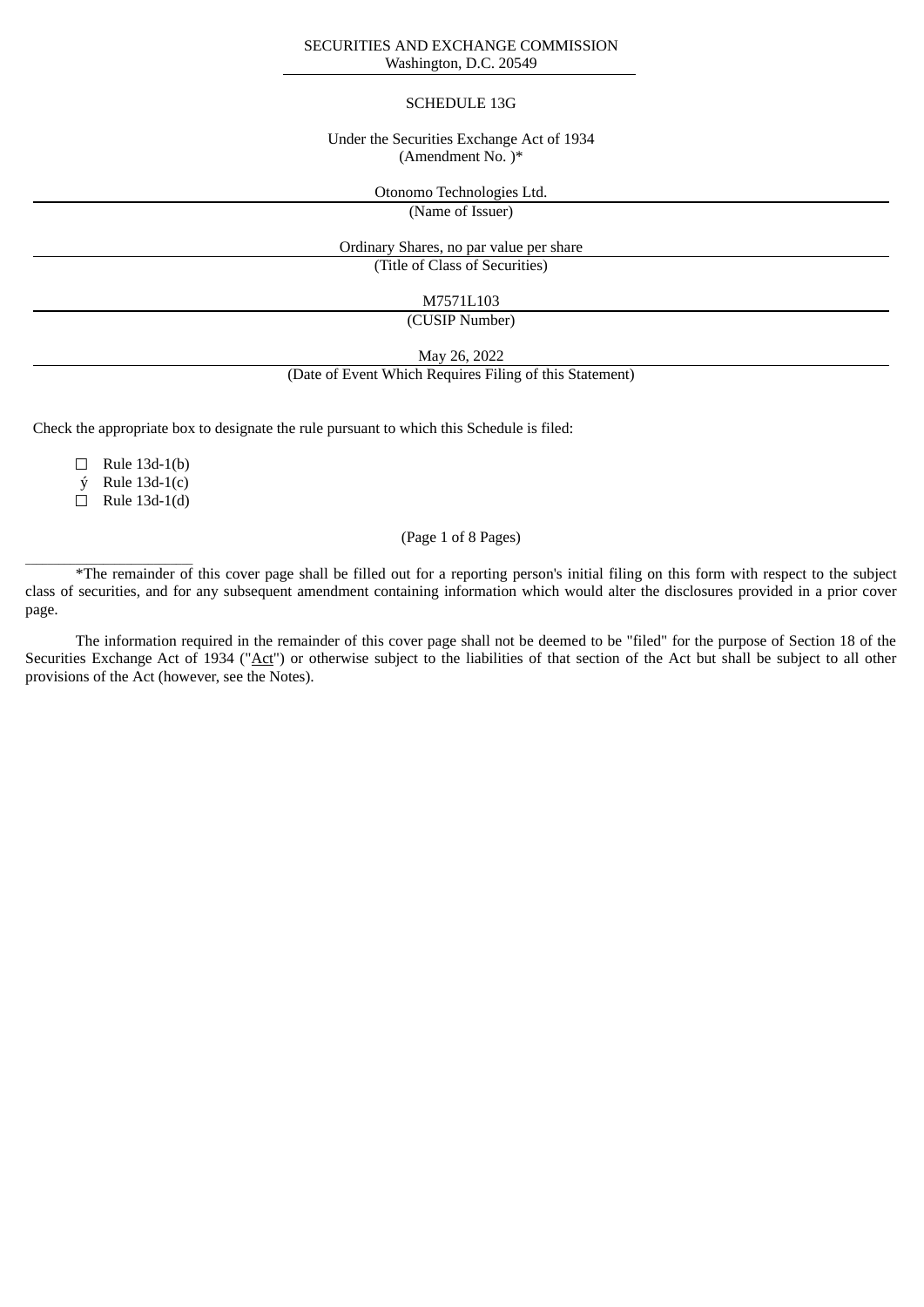SECURITIES AND EXCHANGE COMMISSION
Washington, D.C. 20549

SCHEDULE 13G

Under the Securities Exchange Act of 1934
(Amendment No. )*

Otonomo Technologies Ltd.
(Name of Issuer)

Ordinary Shares, no par value per share
(Title of Class of Securities)

M7571L103
(CUSIP Number)

May 26, 2022
(Date of Event Which Requires Filing of this Statement)

Check the appropriate box to designate the rule pursuant to which this Schedule is filed:

☐ Rule 13d-1(b)
ý Rule 13d-1(c)
☐ Rule 13d-1(d)

---

*The remainder of this cover page shall be filled out for a reporting person's initial filing on this form with respect to the subject class of securities, and for any subsequent amendment containing information which would alter the disclosures provided in a prior cover page.

The information required in the remainder of this cover page shall not be deemed to be "filed" for the purpose of Section 18 of the Securities Exchange Act of 1934 ("Act") or otherwise subject to the liabilities of that section of the Act but shall be subject to all other provisions of the Act (however, see the Notes).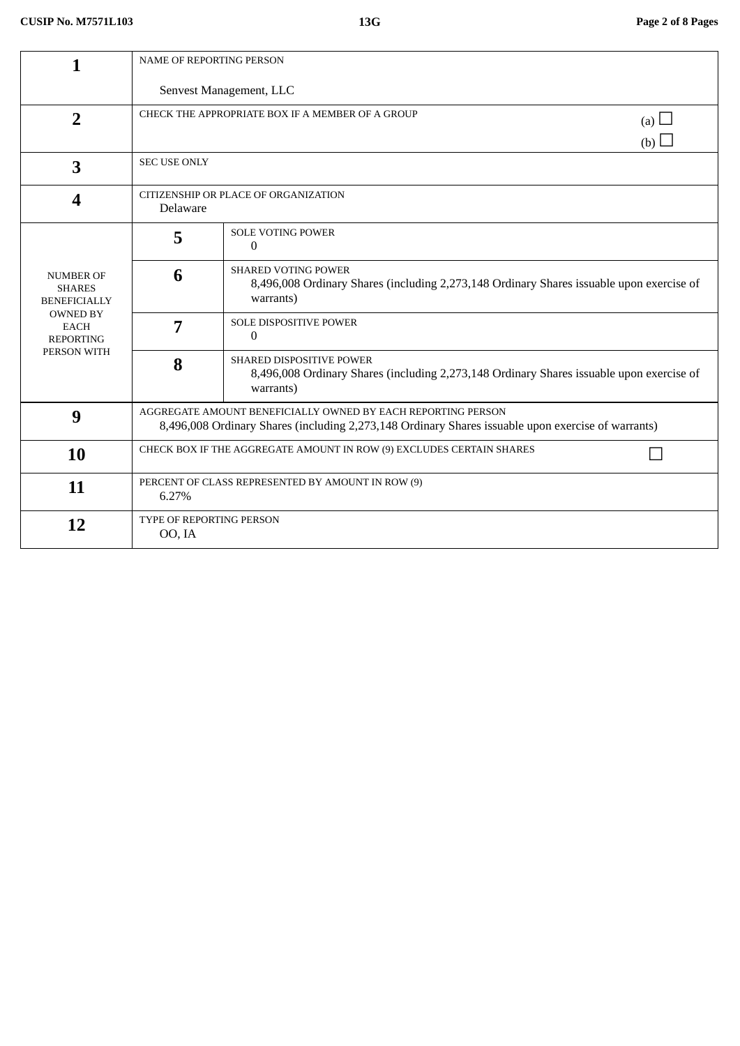| | | |
|---|---|---|
| **1** | NAME OF REPORTING PERSON<br><br>Senvest Management, LLC | |
| **2** | CHECK THE APPROPRIATE BOX IF A MEMBER OF A GROUP | (a) ☐<br>(b) ☐ |
| **3** | SEC USE ONLY | |
| **4** | CITIZENSHIP OR PLACE OF ORGANIZATION<br>Delaware | |

| NUMBER OF SHARES BENEFICIALLY OWNED BY EACH REPORTING PERSON WITH | | |
|---|---|---|
| | **5** | SOLE VOTING POWER<br>0 |
| | **6** | SHARED VOTING POWER<br>8,496,008 Ordinary Shares (including 2,273,148 Ordinary Shares issuable upon exercise of warrants) |
| | **7** | SOLE DISPOSITIVE POWER<br>0 |
| | **8** | SHARED DISPOSITIVE POWER<br>8,496,008 Ordinary Shares (including 2,273,148 Ordinary Shares issuable upon exercise of warrants) |

| | | |
|---|---|---|
| **9** | AGGREGATE AMOUNT BENEFICIALLY OWNED BY EACH REPORTING PERSON<br>8,496,008 Ordinary Shares (including 2,273,148 Ordinary Shares issuable upon exercise of warrants) | |
| **10** | CHECK BOX IF THE AGGREGATE AMOUNT IN ROW (9) EXCLUDES CERTAIN SHARES | ☐ |
| **11** | PERCENT OF CLASS REPRESENTED BY AMOUNT IN ROW (9)<br>6.27% | |
| **12** | TYPE OF REPORTING PERSON<br>OO, IA | |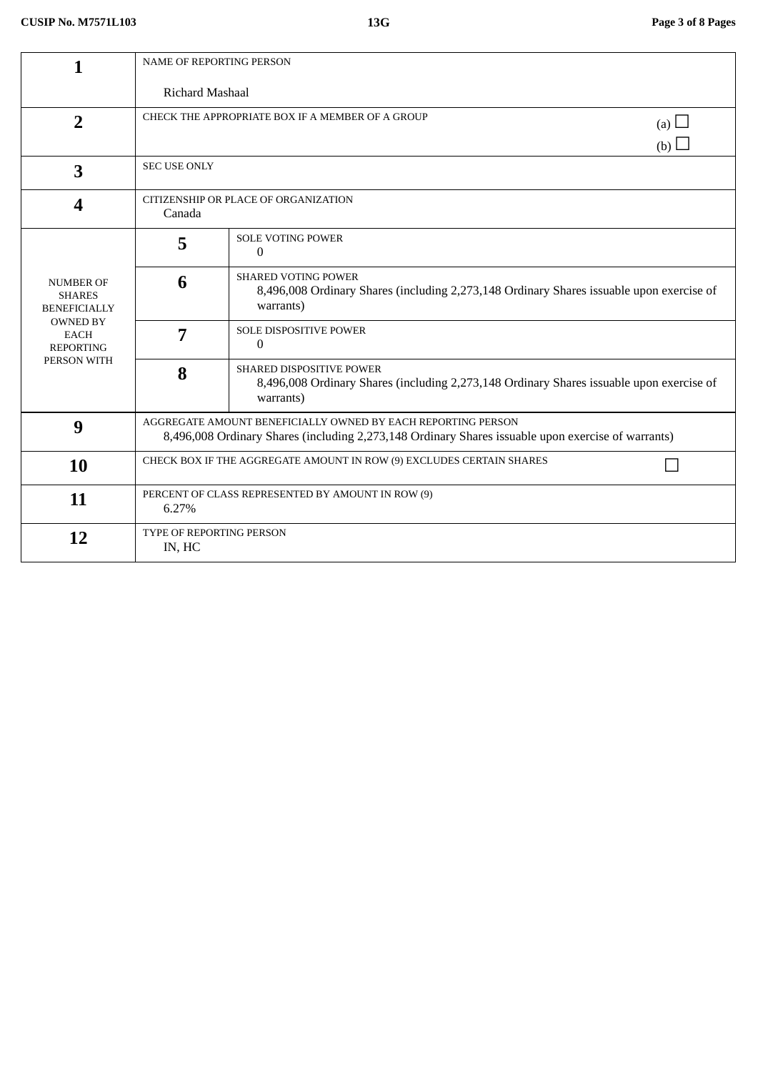| | | |
|---|---|---|
| **1** | NAME OF REPORTING PERSON<br><br>Richard Mashaal | |
| **2** | CHECK THE APPROPRIATE BOX IF A MEMBER OF A GROUP | (a) ☐<br>(b) ☐ |
| **3** | SEC USE ONLY | |
| **4** | CITIZENSHIP OR PLACE OF ORGANIZATION<br>Canada | |
| NUMBER OF SHARES BENEFICIALLY OWNED BY EACH REPORTING PERSON WITH | **5** | SOLE VOTING POWER<br>0 |
| | **6** | SHARED VOTING POWER<br>8,496,008 Ordinary Shares (including 2,273,148 Ordinary Shares issuable upon exercise of warrants) |
| | **7** | SOLE DISPOSITIVE POWER<br>0 |
| | **8** | SHARED DISPOSITIVE POWER<br>8,496,008 Ordinary Shares (including 2,273,148 Ordinary Shares issuable upon exercise of warrants) |
| **9** | AGGREGATE AMOUNT BENEFICIALLY OWNED BY EACH REPORTING PERSON<br>8,496,008 Ordinary Shares (including 2,273,148 Ordinary Shares issuable upon exercise of warrants) | |
| **10** | CHECK BOX IF THE AGGREGATE AMOUNT IN ROW (9) EXCLUDES CERTAIN SHARES | ☐ |
| **11** | PERCENT OF CLASS REPRESENTED BY AMOUNT IN ROW (9)<br>6.27% | |
| **12** | TYPE OF REPORTING PERSON<br>IN, HC | |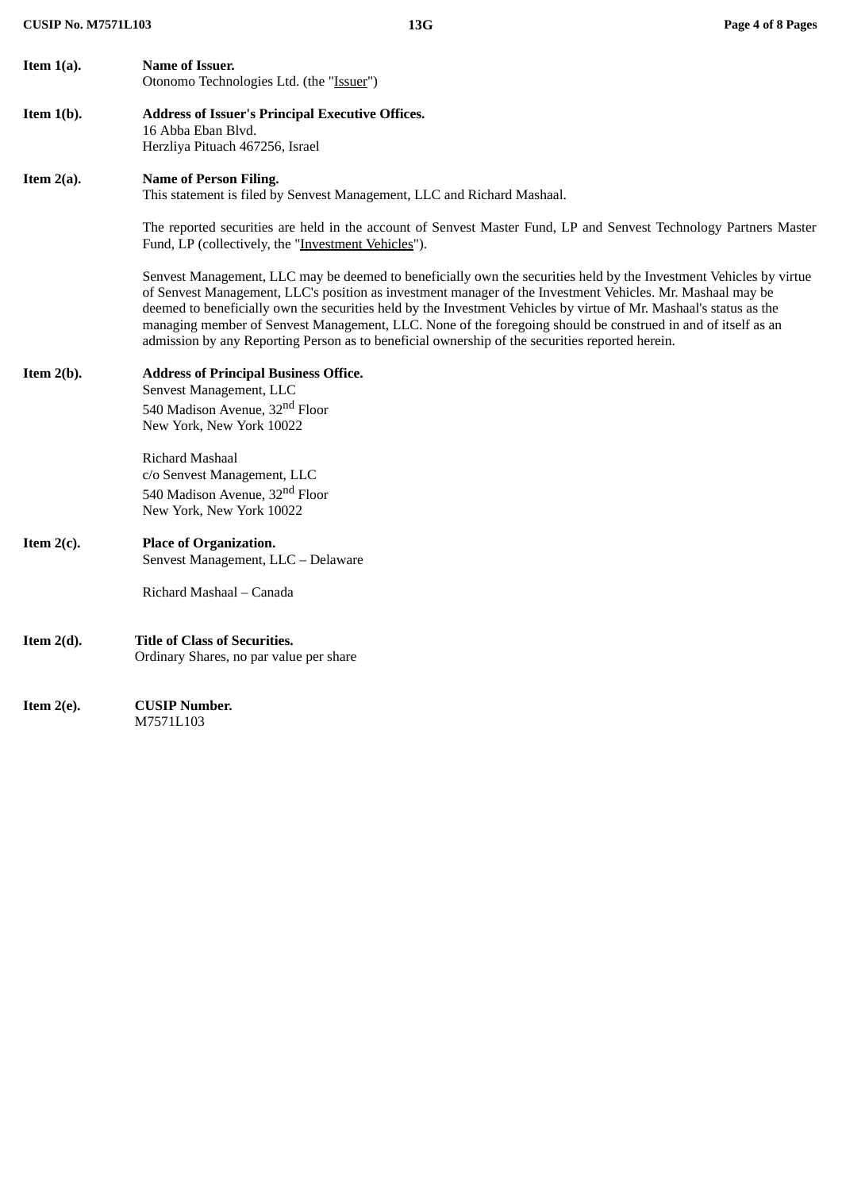**Item 1(a).** **Name of Issuer.**
Otonomo Technologies Ltd. (the "Issuer")

**Item 1(b).** **Address of Issuer's Principal Executive Offices.**
16 Abba Eban Blvd.
Herzliya Pituach 467256, Israel

**Item 2(a).** **Name of Person Filing.**
This statement is filed by Senvest Management, LLC and Richard Mashaal.

The reported securities are held in the account of Senvest Master Fund, LP and Senvest Technology Partners Master Fund, LP (collectively, the "Investment Vehicles").

Senvest Management, LLC may be deemed to beneficially own the securities held by the Investment Vehicles by virtue of Senvest Management, LLC's position as investment manager of the Investment Vehicles. Mr. Mashaal may be deemed to beneficially own the securities held by the Investment Vehicles by virtue of Mr. Mashaal's status as the managing member of Senvest Management, LLC. None of the foregoing should be construed in and of itself as an admission by any Reporting Person as to beneficial ownership of the securities reported herein.

**Item 2(b).** **Address of Principal Business Office.**
Senvest Management, LLC
540 Madison Avenue, 32nd Floor
New York, New York 10022

Richard Mashaal
c/o Senvest Management, LLC
540 Madison Avenue, 32nd Floor
New York, New York 10022

**Item 2(c).** **Place of Organization.**
Senvest Management, LLC – Delaware

Richard Mashaal – Canada

**Item 2(d).** **Title of Class of Securities.**
Ordinary Shares, no par value per share

**Item 2(e).** **CUSIP Number.**
M7571L103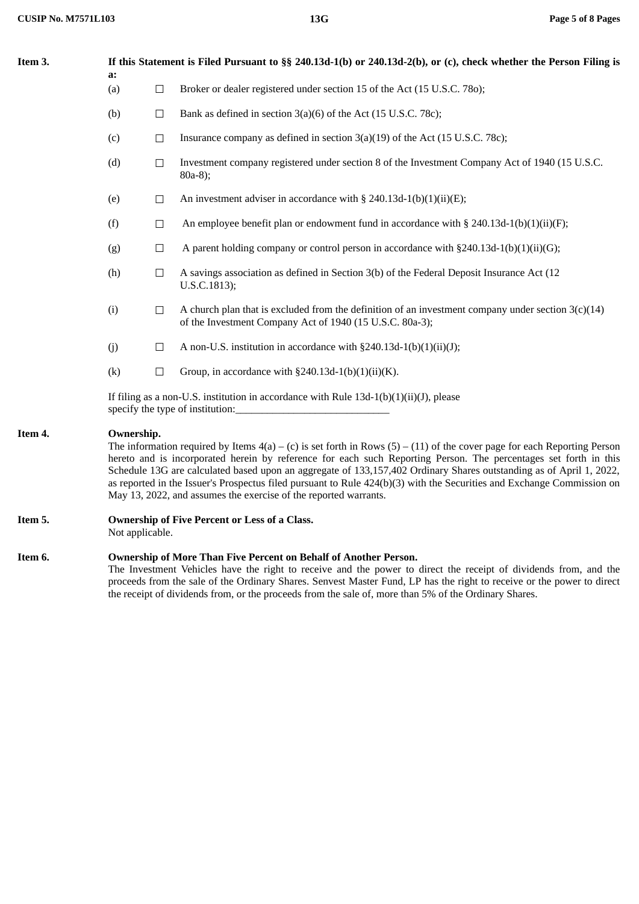**Item 3. If this Statement is Filed Pursuant to §§ 240.13d-1(b) or 240.13d-2(b), or (c), check whether the Person Filing is a:**

(a) ☐ Broker or dealer registered under section 15 of the Act (15 U.S.C. 78o);

(b) ☐ Bank as defined in section 3(a)(6) of the Act (15 U.S.C. 78c);

(c) ☐ Insurance company as defined in section 3(a)(19) of the Act (15 U.S.C. 78c);

(d) ☐ Investment company registered under section 8 of the Investment Company Act of 1940 (15 U.S.C. 80a-8);

(e) ☐ An investment adviser in accordance with § 240.13d-1(b)(1)(ii)(E);

(f) ☐ An employee benefit plan or endowment fund in accordance with § 240.13d-1(b)(1)(ii)(F);

(g) ☐ A parent holding company or control person in accordance with §240.13d-1(b)(1)(ii)(G);

(h) ☐ A savings association as defined in Section 3(b) of the Federal Deposit Insurance Act (12 U.S.C.1813);

(i) ☐ A church plan that is excluded from the definition of an investment company under section 3(c)(14) of the Investment Company Act of 1940 (15 U.S.C. 80a-3);

(j) ☐ A non-U.S. institution in accordance with §240.13d-1(b)(1)(ii)(J);

(k) ☐ Group, in accordance with §240.13d-1(b)(1)(ii)(K).

If filing as a non-U.S. institution in accordance with Rule 13d-1(b)(1)(ii)(J), please specify the type of institution:____________________________

**Item 4. Ownership.**

The information required by Items 4(a) – (c) is set forth in Rows (5) – (11) of the cover page for each Reporting Person hereto and is incorporated herein by reference for each such Reporting Person. The percentages set forth in this Schedule 13G are calculated based upon an aggregate of 133,157,402 Ordinary Shares outstanding as of April 1, 2022, as reported in the Issuer's Prospectus filed pursuant to Rule 424(b)(3) with the Securities and Exchange Commission on May 13, 2022, and assumes the exercise of the reported warrants.

**Item 5. Ownership of Five Percent or Less of a Class.**

Not applicable.

**Item 6. Ownership of More Than Five Percent on Behalf of Another Person.**

The Investment Vehicles have the right to receive and the power to direct the receipt of dividends from, and the proceeds from the sale of the Ordinary Shares. Senvest Master Fund, LP has the right to receive or the power to direct the receipt of dividends from, or the proceeds from the sale of, more than 5% of the Ordinary Shares.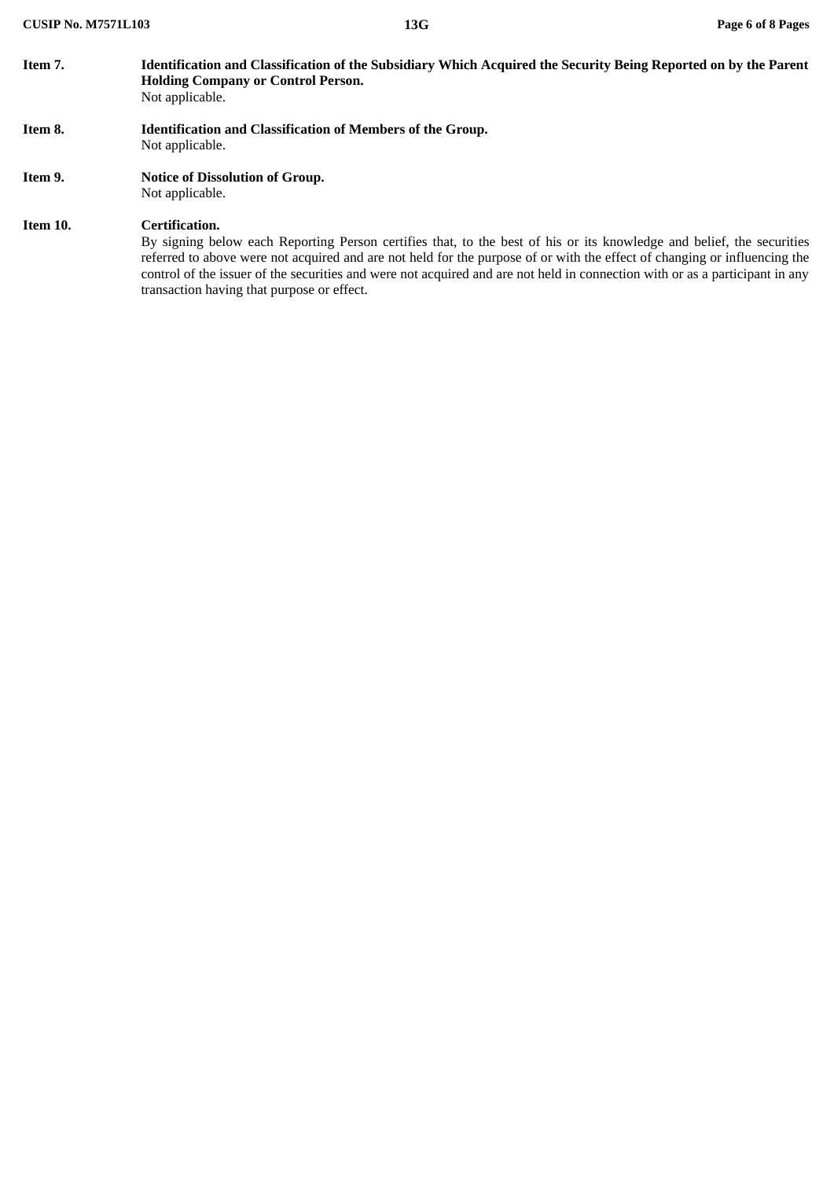**Item 7. Identification and Classification of the Subsidiary Which Acquired the Security Being Reported on by the Parent Holding Company or Control Person.**

Not applicable.

**Item 8. Identification and Classification of Members of the Group.**

Not applicable.

**Item 9. Notice of Dissolution of Group.**

Not applicable.

**Item 10. Certification.**

By signing below each Reporting Person certifies that, to the best of his or its knowledge and belief, the securities referred to above were not acquired and are not held for the purpose of or with the effect of changing or influencing the control of the issuer of the securities and were not acquired and are not held in connection with or as a participant in any transaction having that purpose or effect.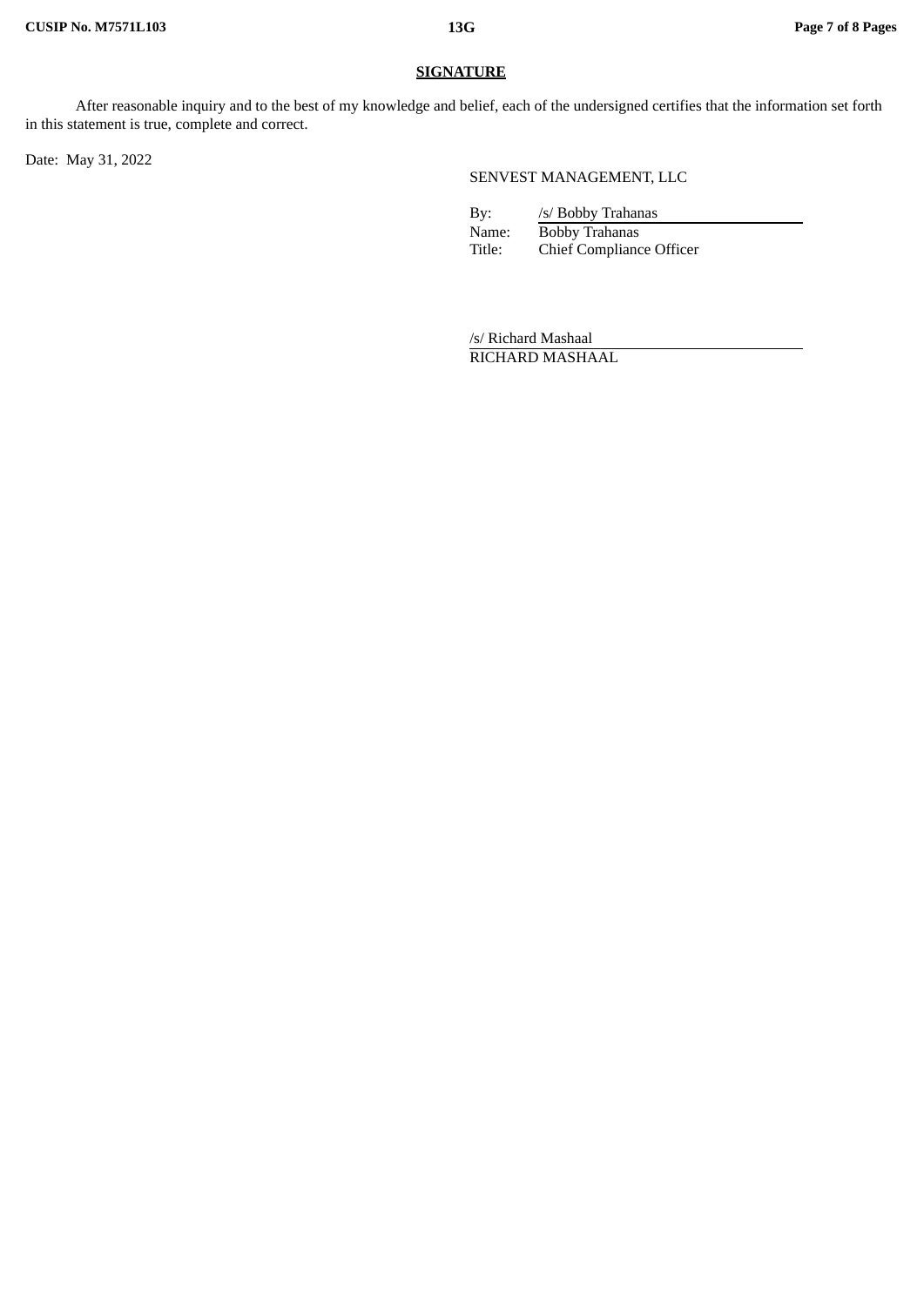**SIGNATURE**

After reasonable inquiry and to the best of my knowledge and belief, each of the undersigned certifies that the information set forth in this statement is true, complete and correct.

Date: May 31, 2022

SENVEST MANAGEMENT, LLC

By: /s/ Bobby Trahanas
Name: Bobby Trahanas
Title: Chief Compliance Officer

/s/ Richard Mashaal
RICHARD MASHAAL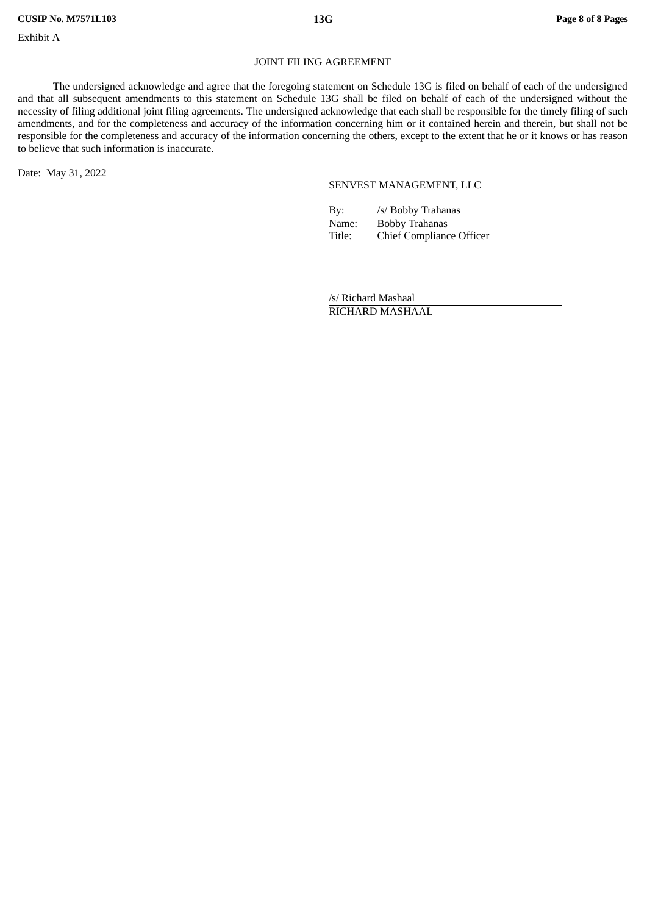Exhibit A

JOINT FILING AGREEMENT

The undersigned acknowledge and agree that the foregoing statement on Schedule 13G is filed on behalf of each of the undersigned and that all subsequent amendments to this statement on Schedule 13G shall be filed on behalf of each of the undersigned without the necessity of filing additional joint filing agreements. The undersigned acknowledge that each shall be responsible for the timely filing of such amendments, and for the completeness and accuracy of the information concerning him or it contained herein and therein, but shall not be responsible for the completeness and accuracy of the information concerning the others, except to the extent that he or it knows or has reason to believe that such information is inaccurate.

Date: May 31, 2022

SENVEST MANAGEMENT, LLC

By: /s/ Bobby Trahanas
Name: Bobby Trahanas
Title: Chief Compliance Officer

/s/ Richard Mashaal
RICHARD MASHAAL